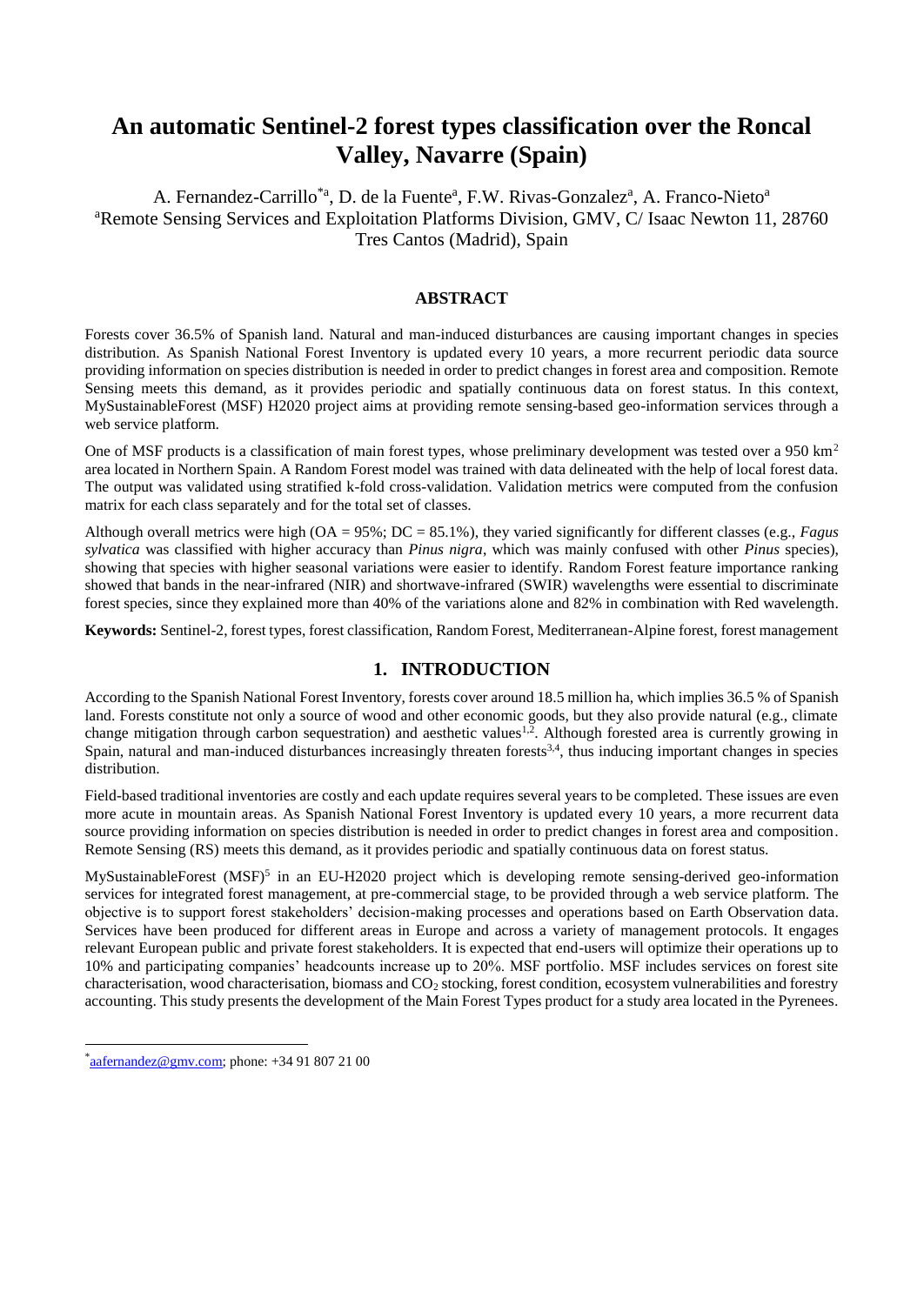# An automatic Sentinel-2 forest types classification over the Roncal Valley, Navarre (Spain)

A. Fernandez-Carrillo[*a], D. de la Fuente[a], F.W. Rivas-Gonzalez[a], A. Franco-Nieto[a]

[a]Remote Sensing Services and Exploitation Platforms Division, GMV, C/ Isaac Newton 11, 28760 Tres Cantos (Madrid), Spain

## ABSTRACT

Forests cover 36.5% of Spanish land. Natural and man-induced disturbances are causing important changes in species distribution. As Spanish National Forest Inventory is updated every 10 years, a more recurrent periodic data source providing information on species distribution is needed in order to predict changes in forest area and composition. Remote Sensing meets this demand, as it provides periodic and spatially continuous data on forest status. In this context, MySustainableForest (MSF) H2020 project aims at providing remote sensing-based geo-information services through a web service platform.

One of MSF products is a classification of main forest types, whose preliminary development was tested over a 950 km$^2$ area located in Northern Spain. A Random Forest model was trained with data delineated with the help of local forest data. The output was validated using stratified k-fold cross-validation. Validation metrics were computed from the confusion matrix for each class separately and for the total set of classes.

Although overall metrics were high (OA = 95%; DC = 85.1%), they varied significantly for different classes (e.g., *Fagus sylvatica* was classified with higher accuracy than *Pinus nigra*, which was mainly confused with other *Pinus* species), showing that species with higher seasonal variations were easier to identify. Random Forest feature importance ranking showed that bands in the near-infrared (NIR) and shortwave-infrared (SWIR) wavelengths were essential to discriminate forest species, since they explained more than 40% of the variations alone and 82% in combination with Red wavelength.

**Keywords:** Sentinel-2, forest types, forest classification, Random Forest, Mediterranean-Alpine forest, forest management

## 1. INTRODUCTION

According to the Spanish National Forest Inventory, forests cover around 18.5 million ha, which implies 36.5 % of Spanish land. Forests constitute not only a source of wood and other economic goods, but they also provide natural (e.g., climate change mitigation through carbon sequestration) and aesthetic values[1,2]. Although forested area is currently growing in Spain, natural and man-induced disturbances increasingly threaten forests[3,4], thus inducing important changes in species distribution.

Field-based traditional inventories are costly and each update requires several years to be completed. These issues are even more acute in mountain areas. As Spanish National Forest Inventory is updated every 10 years, a more recurrent data source providing information on species distribution is needed in order to predict changes in forest area and composition. Remote Sensing (RS) meets this demand, as it provides periodic and spatially continuous data on forest status.

MySustainableForest (MSF)[5] in an EU-H2020 project which is developing remote sensing-derived geo-information services for integrated forest management, at pre-commercial stage, to be provided through a web service platform. The objective is to support forest stakeholders' decision-making processes and operations based on Earth Observation data. Services have been produced for different areas in Europe and across a variety of management protocols. It engages relevant European public and private forest stakeholders. It is expected that end-users will optimize their operations up to 10% and participating companies' headcounts increase up to 20%. MSF portfolio. MSF includes services on forest site characterisation, wood characterisation, biomass and $CO_2$ stocking, forest condition, ecosystem vulnerabilities and forestry accounting. This study presents the development of the Main Forest Types product for a study area located in the Pyrenees.

[*]aafernandez@gmv.com; phone: +34 91 807 21 00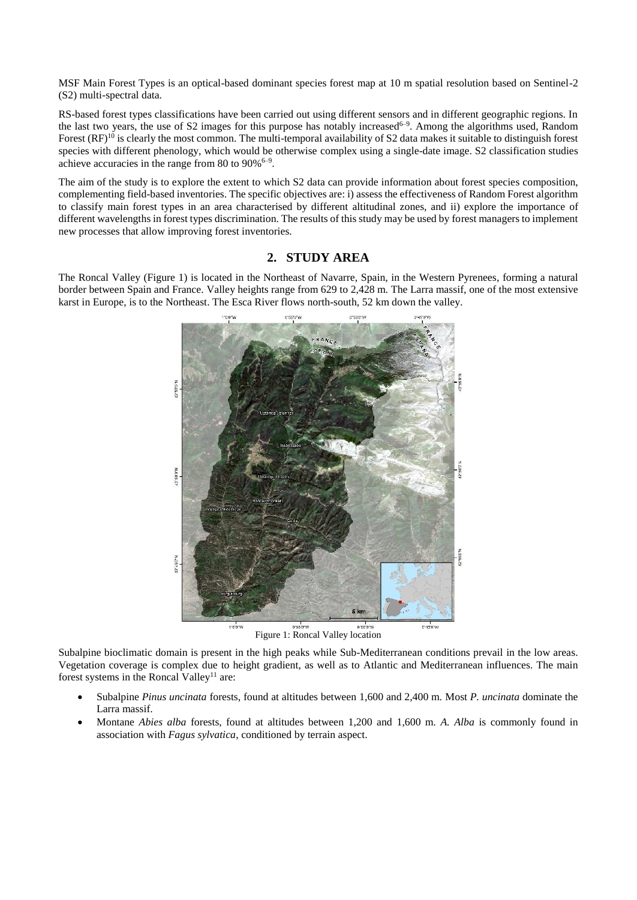MSF Main Forest Types is an optical-based dominant species forest map at 10 m spatial resolution based on Sentinel-2 (S2) multi-spectral data.

RS-based forest types classifications have been carried out using different sensors and in different geographic regions. In the last two years, the use of S2 images for this purpose has notably increased[6–9]. Among the algorithms used, Random Forest (RF)[10] is clearly the most common. The multi-temporal availability of S2 data makes it suitable to distinguish forest species with different phenology, which would be otherwise complex using a single-date image. S2 classification studies achieve accuracies in the range from 80 to 90%[6–9].

The aim of the study is to explore the extent to which S2 data can provide information about forest species composition, complementing field-based inventories. The specific objectives are: i) assess the effectiveness of Random Forest algorithm to classify main forest types in an area characterised by different altitudinal zones, and ii) explore the importance of different wavelengths in forest types discrimination. The results of this study may be used by forest managers to implement new processes that allow improving forest inventories.

## 2. STUDY AREA

The Roncal Valley (Figure 1) is located in the Northeast of Navarre, Spain, in the Western Pyrenees, forming a natural border between Spain and France. Valley heights range from 629 to 2,428 m. The Larra massif, one of the most extensive karst in Europe, is to the Northeast. The Esca River flows north-south, 52 km down the valley.

Figure 1: Roncal Valley location

Subalpine bioclimatic domain is present in the high peaks while Sub-Mediterranean conditions prevail in the low areas. Vegetation coverage is complex due to height gradient, as well as to Atlantic and Mediterranean influences. The main forest systems in the Roncal Valley[11] are:

- Subalpine *Pinus uncinata* forests, found at altitudes between 1,600 and 2,400 m. Most *P. uncinata* dominate the Larra massif.
- Montane *Abies alba* forests, found at altitudes between 1,200 and 1,600 m. *A. Alba* is commonly found in association with *Fagus sylvatica*, conditioned by terrain aspect.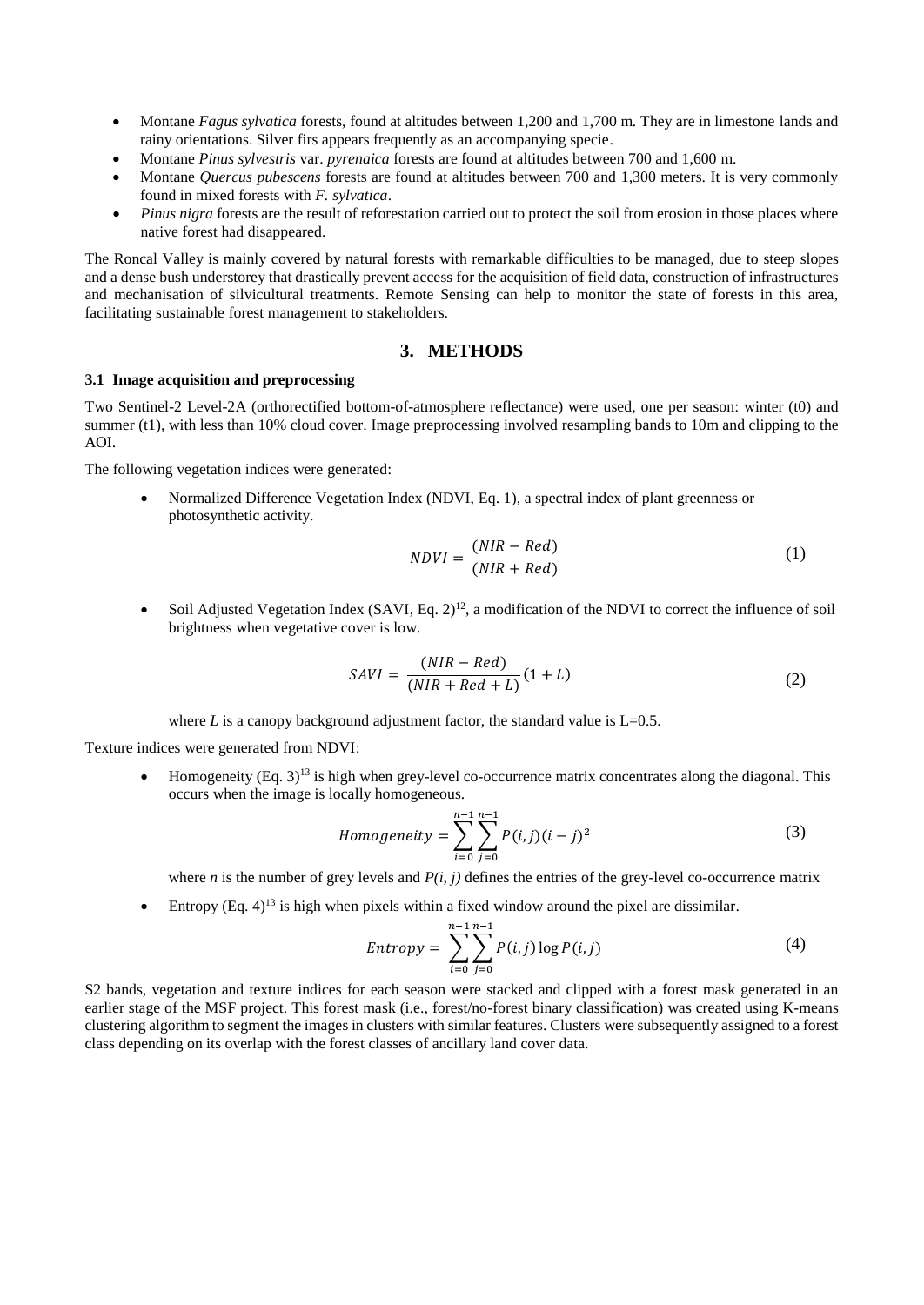- Montane *Fagus sylvatica* forests, found at altitudes between 1,200 and 1,700 m. They are in limestone lands and rainy orientations. Silver firs appears frequently as an accompanying specie.
- Montane *Pinus sylvestris* var. *pyrenaica* forests are found at altitudes between 700 and 1,600 m.
- Montane *Quercus pubescens* forests are found at altitudes between 700 and 1,300 meters. It is very commonly found in mixed forests with *F. sylvatica*.
- *Pinus nigra* forests are the result of reforestation carried out to protect the soil from erosion in those places where native forest had disappeared.

The Roncal Valley is mainly covered by natural forests with remarkable difficulties to be managed, due to steep slopes and a dense bush understorey that drastically prevent access for the acquisition of field data, construction of infrastructures and mechanisation of silvicultural treatments. Remote Sensing can help to monitor the state of forests in this area, facilitating sustainable forest management to stakeholders.

## 3. METHODS

### 3.1 Image acquisition and preprocessing

Two Sentinel-2 Level-2A (orthorectified bottom-of-atmosphere reflectance) were used, one per season: winter (t0) and summer (t1), with less than 10% cloud cover. Image preprocessing involved resampling bands to 10m and clipping to the AOI.

The following vegetation indices were generated:

- Normalized Difference Vegetation Index (NDVI, Eq. 1), a spectral index of plant greenness or photosynthetic activity.

$$NDVI = \frac{(NIR - Red)}{(NIR + Red)} \tag{1}$$

- Soil Adjusted Vegetation Index (SAVI, Eq. 2)[12], a modification of the NDVI to correct the influence of soil brightness when vegetative cover is low.

$$SAVI = \frac{(NIR - Red)}{(NIR + Red + L)}(1 + L) \tag{2}$$

where $L$ is a canopy background adjustment factor, the standard value is L=0.5.

Texture indices were generated from NDVI:

- Homogeneity (Eq. 3)[13] is high when grey-level co-occurrence matrix concentrates along the diagonal. This occurs when the image is locally homogeneous.

$$Homogeneity = \sum_{i=0}^{n-1}\sum_{j=0}^{n-1} P(i,j)(i-j)^2 \tag{3}$$

where $n$ is the number of grey levels and $P(i, j)$ defines the entries of the grey-level co-occurrence matrix

- Entropy (Eq. 4)[13] is high when pixels within a fixed window around the pixel are dissimilar.

$$Entropy = \sum_{i=0}^{n-1}\sum_{j=0}^{n-1} P(i,j)\log P(i,j) \tag{4}$$

S2 bands, vegetation and texture indices for each season were stacked and clipped with a forest mask generated in an earlier stage of the MSF project. This forest mask (i.e., forest/no-forest binary classification) was created using K-means clustering algorithm to segment the images in clusters with similar features. Clusters were subsequently assigned to a forest class depending on its overlap with the forest classes of ancillary land cover data.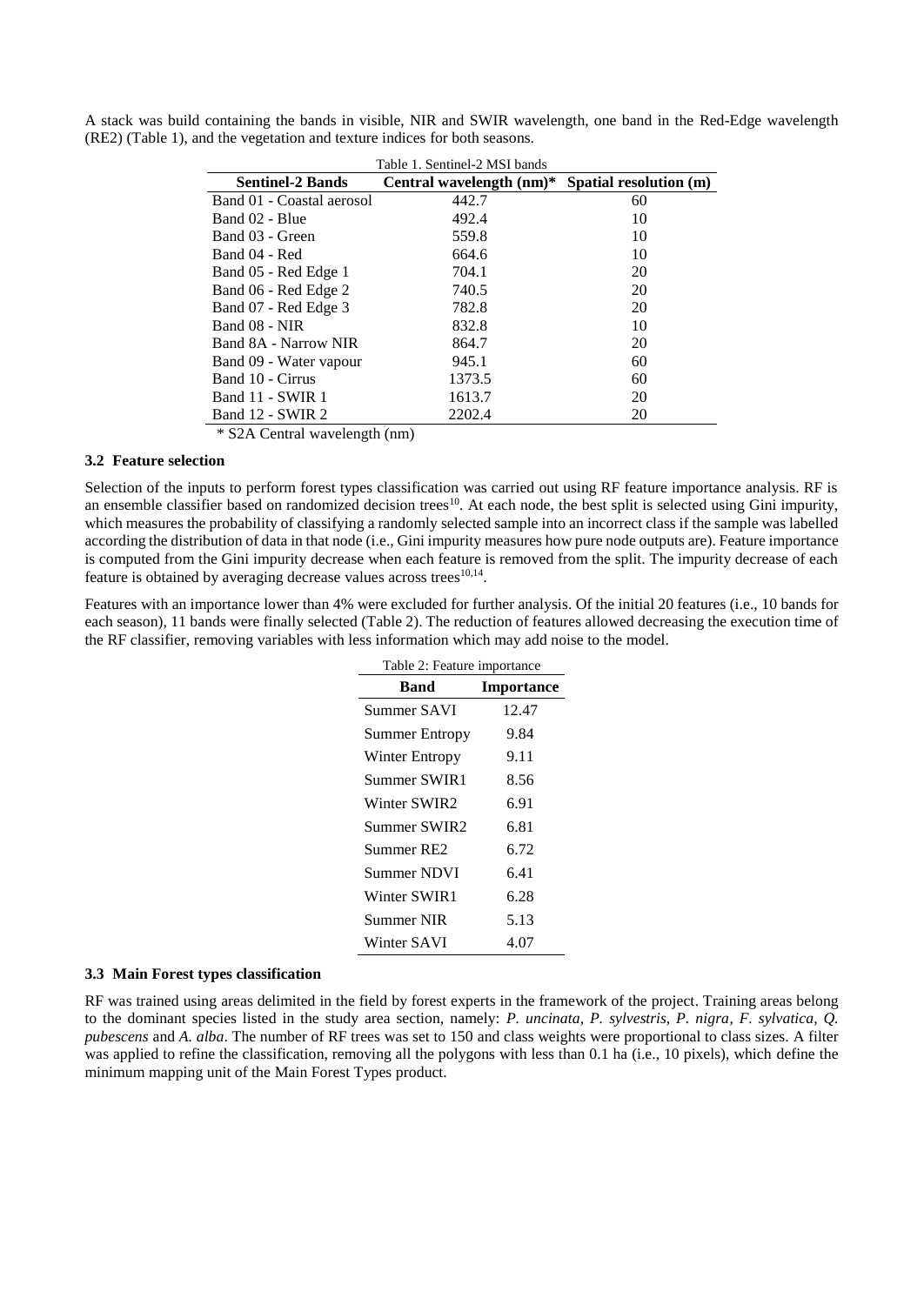A stack was build containing the bands in visible, NIR and SWIR wavelength, one band in the Red-Edge wavelength (RE2) (Table 1), and the vegetation and texture indices for both seasons.

Table 1. Sentinel-2 MSI bands

| Sentinel-2 Bands | Central wavelength (nm)* | Spatial resolution (m) |
|---|---|---|
| Band 01 - Coastal aerosol | 442.7 | 60 |
| Band 02 - Blue | 492.4 | 10 |
| Band 03 - Green | 559.8 | 10 |
| Band 04 - Red | 664.6 | 10 |
| Band 05 - Red Edge 1 | 704.1 | 20 |
| Band 06 - Red Edge 2 | 740.5 | 20 |
| Band 07 - Red Edge 3 | 782.8 | 20 |
| Band 08 - NIR | 832.8 | 10 |
| Band 8A - Narrow NIR | 864.7 | 20 |
| Band 09 - Water vapour | 945.1 | 60 |
| Band 10 - Cirrus | 1373.5 | 60 |
| Band 11 - SWIR 1 | 1613.7 | 20 |
| Band 12 - SWIR 2 | 2202.4 | 20 |

\* S2A Central wavelength (nm)

### 3.2 Feature selection

Selection of the inputs to perform forest types classification was carried out using RF feature importance analysis. RF is an ensemble classifier based on randomized decision trees[10]. At each node, the best split is selected using Gini impurity, which measures the probability of classifying a randomly selected sample into an incorrect class if the sample was labelled according the distribution of data in that node (i.e., Gini impurity measures how pure node outputs are). Feature importance is computed from the Gini impurity decrease when each feature is removed from the split. The impurity decrease of each feature is obtained by averaging decrease values across trees[10,14].

Features with an importance lower than 4% were excluded for further analysis. Of the initial 20 features (i.e., 10 bands for each season), 11 bands were finally selected (Table 2). The reduction of features allowed decreasing the execution time of the RF classifier, removing variables with less information which may add noise to the model.

Table 2: Feature importance

| Band | Importance |
|---|---|
| Summer SAVI | 12.47 |
| Summer Entropy | 9.84 |
| Winter Entropy | 9.11 |
| Summer SWIR1 | 8.56 |
| Winter SWIR2 | 6.91 |
| Summer SWIR2 | 6.81 |
| Summer RE2 | 6.72 |
| Summer NDVI | 6.41 |
| Winter SWIR1 | 6.28 |
| Summer NIR | 5.13 |
| Winter SAVI | 4.07 |

### 3.3 Main Forest types classification

RF was trained using areas delimited in the field by forest experts in the framework of the project. Training areas belong to the dominant species listed in the study area section, namely: *P. uncinata*, *P. sylvestris*, *P. nigra*, *F. sylvatica*, *Q. pubescens* and *A. alba*. The number of RF trees was set to 150 and class weights were proportional to class sizes. A filter was applied to refine the classification, removing all the polygons with less than 0.1 ha (i.e., 10 pixels), which define the minimum mapping unit of the Main Forest Types product.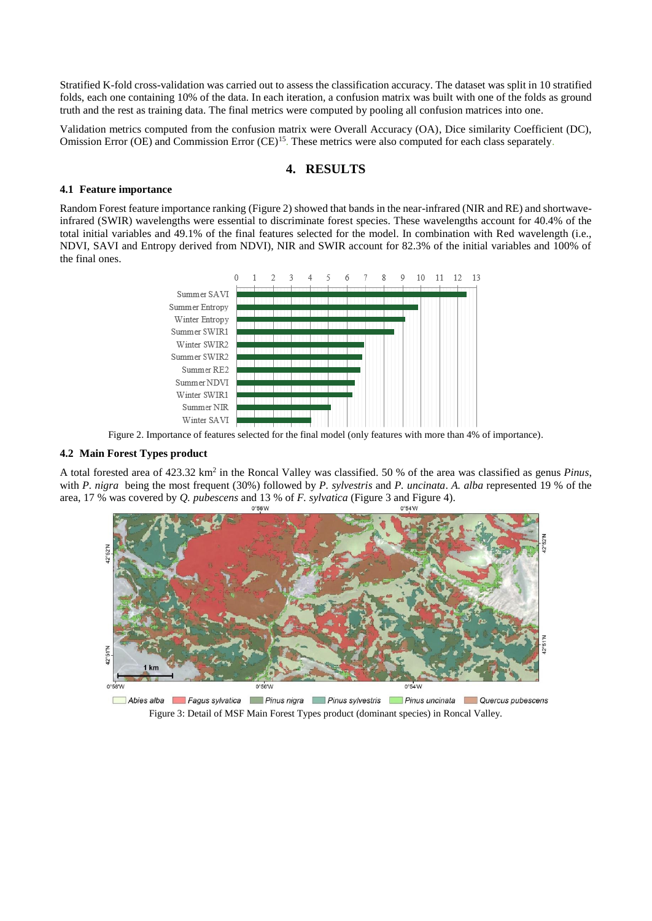Stratified K-fold cross-validation was carried out to assess the classification accuracy. The dataset was split in 10 stratified folds, each one containing 10% of the data. In each iteration, a confusion matrix was built with one of the folds as ground truth and the rest as training data. The final metrics were computed by pooling all confusion matrices into one.

Validation metrics computed from the confusion matrix were Overall Accuracy (OA), Dice similarity Coefficient (DC), Omission Error (OE) and Commission Error (CE)[15]. These metrics were also computed for each class separately.

# 4. RESULTS

## 4.1 Feature importance

Random Forest feature importance ranking (Figure 2) showed that bands in the near-infrared (NIR and RE) and shortwave-infrared (SWIR) wavelengths were essential to discriminate forest species. These wavelengths account for 40.4% of the total initial variables and 49.1% of the final features selected for the model. In combination with Red wavelength (i.e., NDVI, SAVI and Entropy derived from NDVI), NIR and SWIR account for 82.3% of the initial variables and 100% of the final ones.

Figure 2. Importance of features selected for the final model (only features with more than 4% of importance).

## 4.2 Main Forest Types product

A total forested area of 423.32 km$^2$ in the Roncal Valley was classified. 50 % of the area was classified as genus *Pinus*, with *P. nigra* being the most frequent (30%) followed by *P. sylvestris* and *P. uncinata*. *A. alba* represented 19 % of the area, 17 % was covered by *Q. pubescens* and 13 % of *F. sylvatica* (Figure 3 and Figure 4).

Figure 3: Detail of MSF Main Forest Types product (dominant species) in Roncal Valley.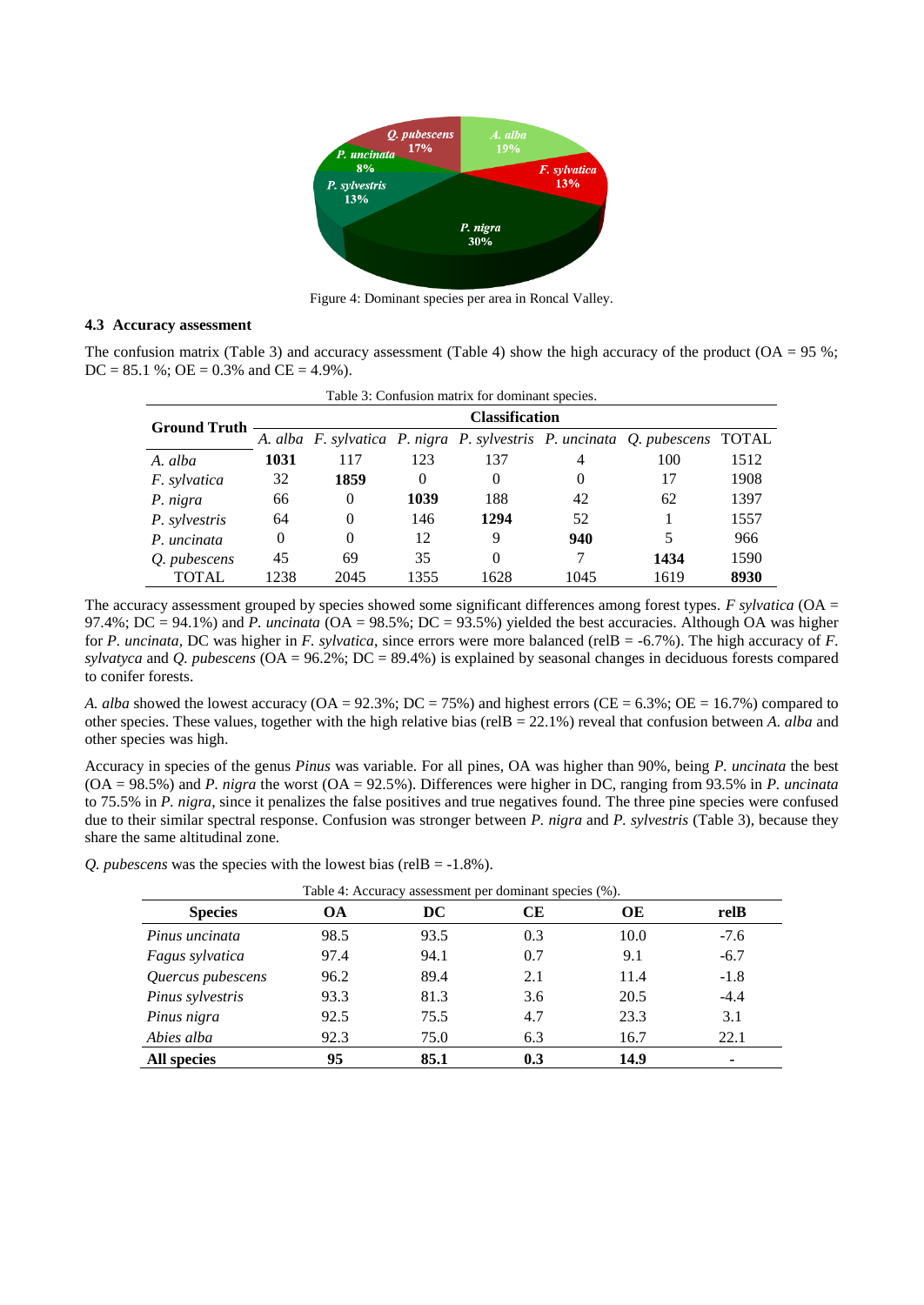Figure 4: Dominant species per area in Roncal Valley.

### 4.3 Accuracy assessment

The confusion matrix (Table 3) and accuracy assessment (Table 4) show the high accuracy of the product (OA = 95 %; DC = 85.1 %; OE = 0.3% and CE = 4.9%).

Table 3: Confusion matrix for dominant species.

| Ground Truth | Classification | | | | | | |
|---|---|---|---|---|---|---|---|
| | *A. alba* | *F. sylvatica* | *P. nigra* | *P. sylvestris* | *P. uncinata* | *Q. pubescens* | TOTAL |
| *A. alba* | **1031** | 117 | 123 | 137 | 4 | 100 | 1512 |
| *F. sylvatica* | 32 | **1859** | 0 | 0 | 0 | 17 | 1908 |
| *P. nigra* | 66 | 0 | **1039** | 188 | 42 | 62 | 1397 |
| *P. sylvestris* | 64 | 0 | 146 | **1294** | 52 | 1 | 1557 |
| *P. uncinata* | 0 | 0 | 12 | 9 | **940** | 5 | 966 |
| *Q. pubescens* | 45 | 69 | 35 | 0 | 7 | **1434** | 1590 |
| TOTAL | 1238 | 2045 | 1355 | 1628 | 1045 | 1619 | **8930** |

The accuracy assessment grouped by species showed some significant differences among forest types. *F sylvatica* (OA = 97.4%; DC = 94.1%) and *P. uncinata* (OA = 98.5%; DC = 93.5%) yielded the best accuracies. Although OA was higher for *P. uncinata*, DC was higher in *F. sylvatica*, since errors were more balanced (relB = -6.7%). The high accuracy of *F. sylvatyca* and *Q. pubescens* (OA = 96.2%; DC = 89.4%) is explained by seasonal changes in deciduous forests compared to conifer forests.

*A. alba* showed the lowest accuracy (OA = 92.3%; DC = 75%) and highest errors (CE = 6.3%; OE = 16.7%) compared to other species. These values, together with the high relative bias (relB = 22.1%) reveal that confusion between *A. alba* and other species was high.

Accuracy in species of the genus *Pinus* was variable. For all pines, OA was higher than 90%, being *P. uncinata* the best (OA = 98.5%) and *P. nigra* the worst (OA = 92.5%). Differences were higher in DC, ranging from 93.5% in *P. uncinata* to 75.5% in *P. nigra*, since it penalizes the false positives and true negatives found. The three pine species were confused due to their similar spectral response. Confusion was stronger between *P. nigra* and *P. sylvestris* (Table 3), because they share the same altitudinal zone.

*Q. pubescens* was the species with the lowest bias (relB = -1.8%).

Table 4: Accuracy assessment per dominant species (%).

| Species | OA | DC | CE | OE | relB |
|---|---|---|---|---|---|
| *Pinus uncinata* | 98.5 | 93.5 | 0.3 | 10.0 | -7.6 |
| *Fagus sylvatica* | 97.4 | 94.1 | 0.7 | 9.1 | -6.7 |
| *Quercus pubescens* | 96.2 | 89.4 | 2.1 | 11.4 | -1.8 |
| *Pinus sylvestris* | 93.3 | 81.3 | 3.6 | 20.5 | -4.4 |
| *Pinus nigra* | 92.5 | 75.5 | 4.7 | 23.3 | 3.1 |
| *Abies alba* | 92.3 | 75.0 | 6.3 | 16.7 | 22.1 |
| **All species** | **95** | **85.1** | **0.3** | **14.9** | **-** |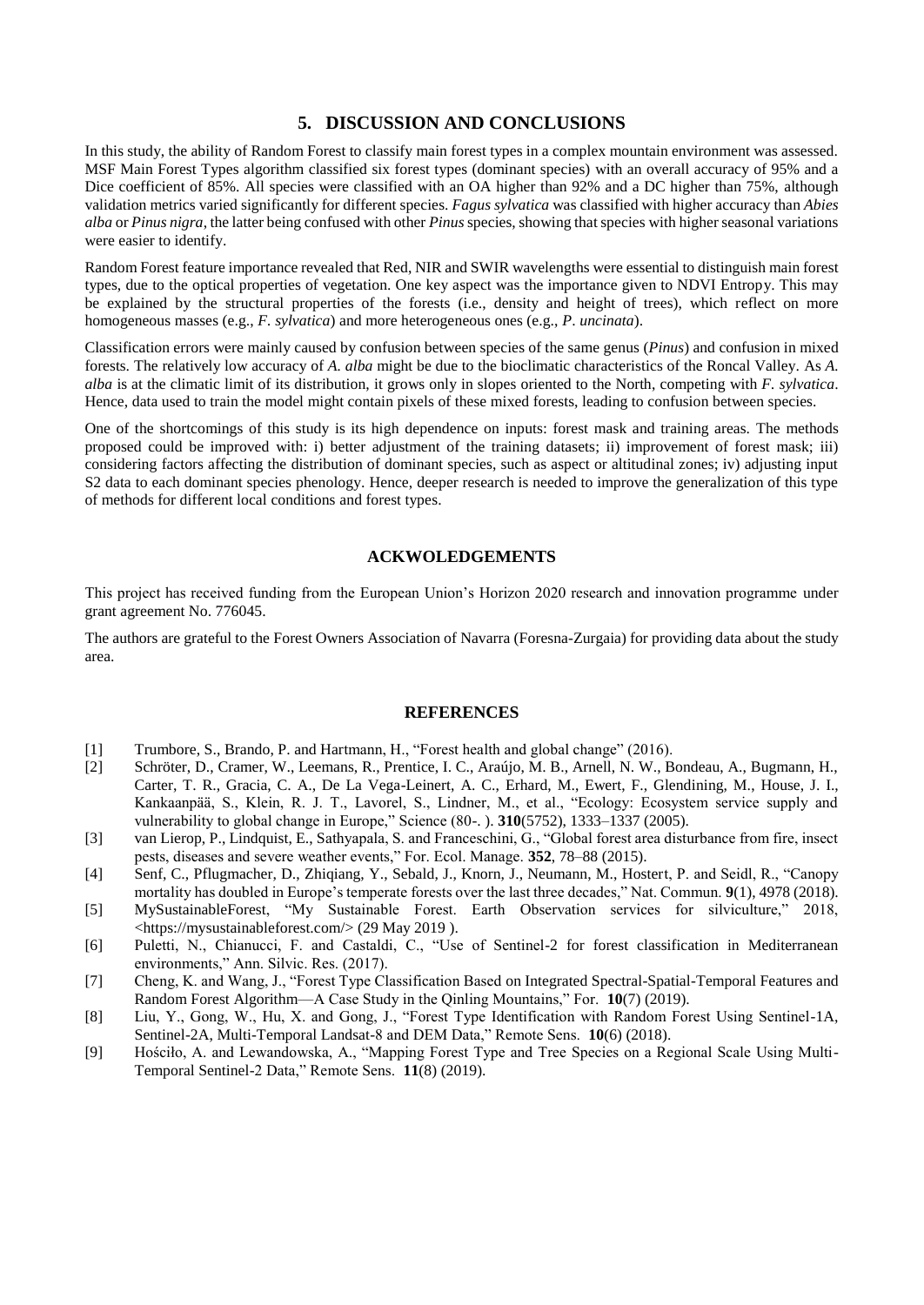## 5. DISCUSSION AND CONCLUSIONS

In this study, the ability of Random Forest to classify main forest types in a complex mountain environment was assessed. MSF Main Forest Types algorithm classified six forest types (dominant species) with an overall accuracy of 95% and a Dice coefficient of 85%. All species were classified with an OA higher than 92% and a DC higher than 75%, although validation metrics varied significantly for different species. *Fagus sylvatica* was classified with higher accuracy than *Abies alba* or *Pinus nigra*, the latter being confused with other *Pinus* species, showing that species with higher seasonal variations were easier to identify.

Random Forest feature importance revealed that Red, NIR and SWIR wavelengths were essential to distinguish main forest types, due to the optical properties of vegetation. One key aspect was the importance given to NDVI Entropy. This may be explained by the structural properties of the forests (i.e., density and height of trees), which reflect on more homogeneous masses (e.g., *F. sylvatica*) and more heterogeneous ones (e.g., *P. uncinata*).

Classification errors were mainly caused by confusion between species of the same genus (*Pinus*) and confusion in mixed forests. The relatively low accuracy of *A. alba* might be due to the bioclimatic characteristics of the Roncal Valley. As *A. alba* is at the climatic limit of its distribution, it grows only in slopes oriented to the North, competing with *F. sylvatica*. Hence, data used to train the model might contain pixels of these mixed forests, leading to confusion between species.

One of the shortcomings of this study is its high dependence on inputs: forest mask and training areas. The methods proposed could be improved with: i) better adjustment of the training datasets; ii) improvement of forest mask; iii) considering factors affecting the distribution of dominant species, such as aspect or altitudinal zones; iv) adjusting input S2 data to each dominant species phenology. Hence, deeper research is needed to improve the generalization of this type of methods for different local conditions and forest types.

## ACKWOLEDGEMENTS

This project has received funding from the European Union's Horizon 2020 research and innovation programme under grant agreement No. 776045.

The authors are grateful to the Forest Owners Association of Navarra (Foresna-Zurgaia) for providing data about the study area.

## REFERENCES

[1] Trumbore, S., Brando, P. and Hartmann, H., "Forest health and global change" (2016).

[2] Schröter, D., Cramer, W., Leemans, R., Prentice, I. C., Araújo, M. B., Arnell, N. W., Bondeau, A., Bugmann, H., Carter, T. R., Gracia, C. A., De La Vega-Leinert, A. C., Erhard, M., Ewert, F., Glendining, M., House, J. I., Kankaanpää, S., Klein, R. J. T., Lavorel, S., Lindner, M., et al., "Ecology: Ecosystem service supply and vulnerability to global change in Europe," Science (80-. ). **310**(5752), 1333–1337 (2005).

[3] van Lierop, P., Lindquist, E., Sathyapala, S. and Franceschini, G., "Global forest area disturbance from fire, insect pests, diseases and severe weather events," For. Ecol. Manage. **352**, 78–88 (2015).

[4] Senf, C., Pflugmacher, D., Zhiqiang, Y., Sebald, J., Knorn, J., Neumann, M., Hostert, P. and Seidl, R., "Canopy mortality has doubled in Europe's temperate forests over the last three decades," Nat. Commun. **9**(1), 4978 (2018).

[5] MySustainableForest, "My Sustainable Forest. Earth Observation services for silviculture," 2018, <https://mysustainableforest.com/> (29 May 2019 ).

[6] Puletti, N., Chianucci, F. and Castaldi, C., "Use of Sentinel-2 for forest classification in Mediterranean environments," Ann. Silvic. Res. (2017).

[7] Cheng, K. and Wang, J., "Forest Type Classification Based on Integrated Spectral-Spatial-Temporal Features and Random Forest Algorithm—A Case Study in the Qinling Mountains," For. **10**(7) (2019).

[8] Liu, Y., Gong, W., Hu, X. and Gong, J., "Forest Type Identification with Random Forest Using Sentinel-1A, Sentinel-2A, Multi-Temporal Landsat-8 and DEM Data," Remote Sens. **10**(6) (2018).

[9] Hościło, A. and Lewandowska, A., "Mapping Forest Type and Tree Species on a Regional Scale Using Multi-Temporal Sentinel-2 Data," Remote Sens. **11**(8) (2019).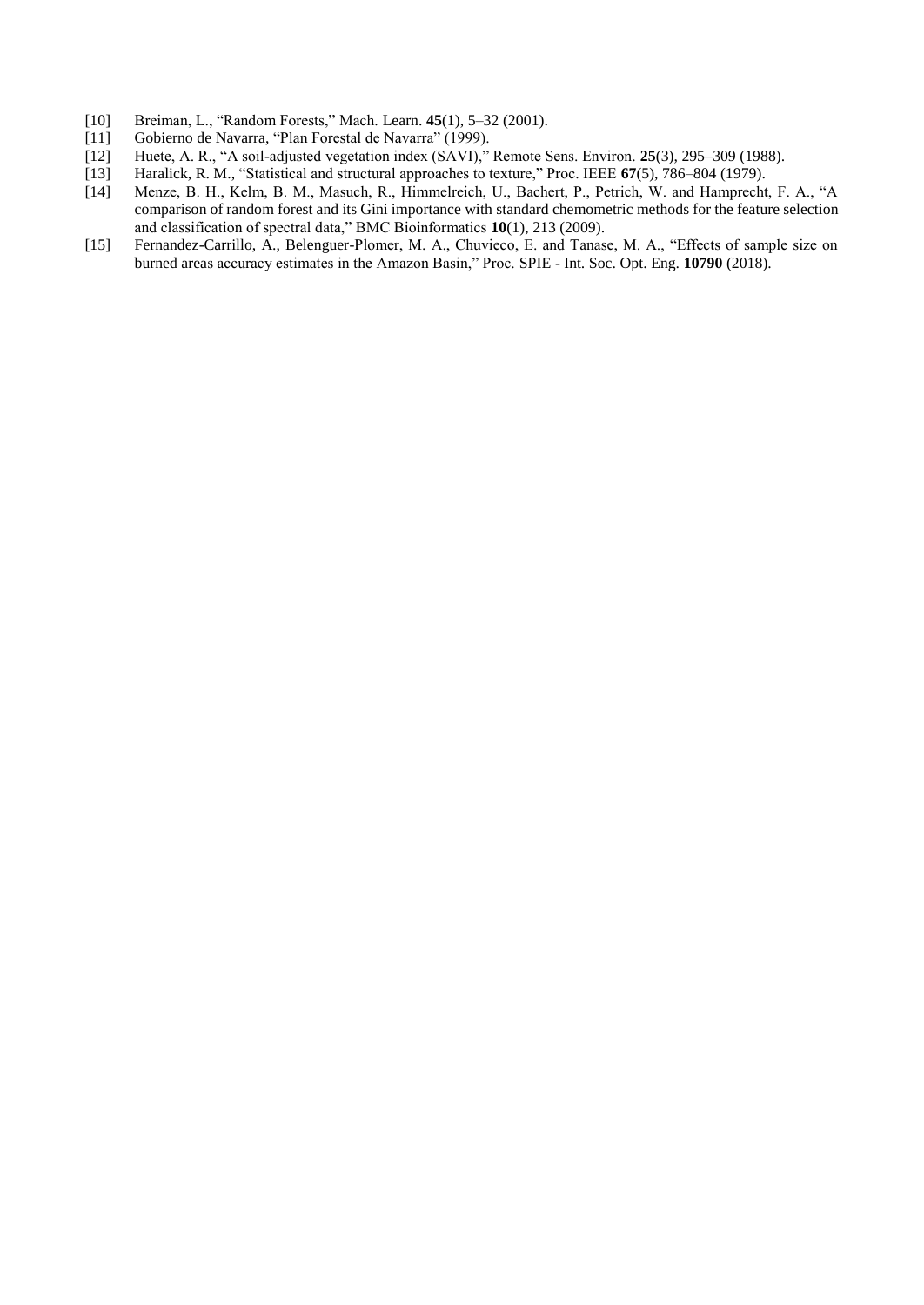[10] Breiman, L., "Random Forests," Mach. Learn. **45**(1), 5–32 (2001).

[11] Gobierno de Navarra, "Plan Forestal de Navarra" (1999).

[12] Huete, A. R., "A soil-adjusted vegetation index (SAVI)," Remote Sens. Environ. **25**(3), 295–309 (1988).

[13] Haralick, R. M., "Statistical and structural approaches to texture," Proc. IEEE **67**(5), 786–804 (1979).

[14] Menze, B. H., Kelm, B. M., Masuch, R., Himmelreich, U., Bachert, P., Petrich, W. and Hamprecht, F. A., "A comparison of random forest and its Gini importance with standard chemometric methods for the feature selection and classification of spectral data," BMC Bioinformatics **10**(1), 213 (2009).

[15] Fernandez-Carrillo, A., Belenguer-Plomer, M. A., Chuvieco, E. and Tanase, M. A., "Effects of sample size on burned areas accuracy estimates in the Amazon Basin," Proc. SPIE - Int. Soc. Opt. Eng. **10790** (2018).